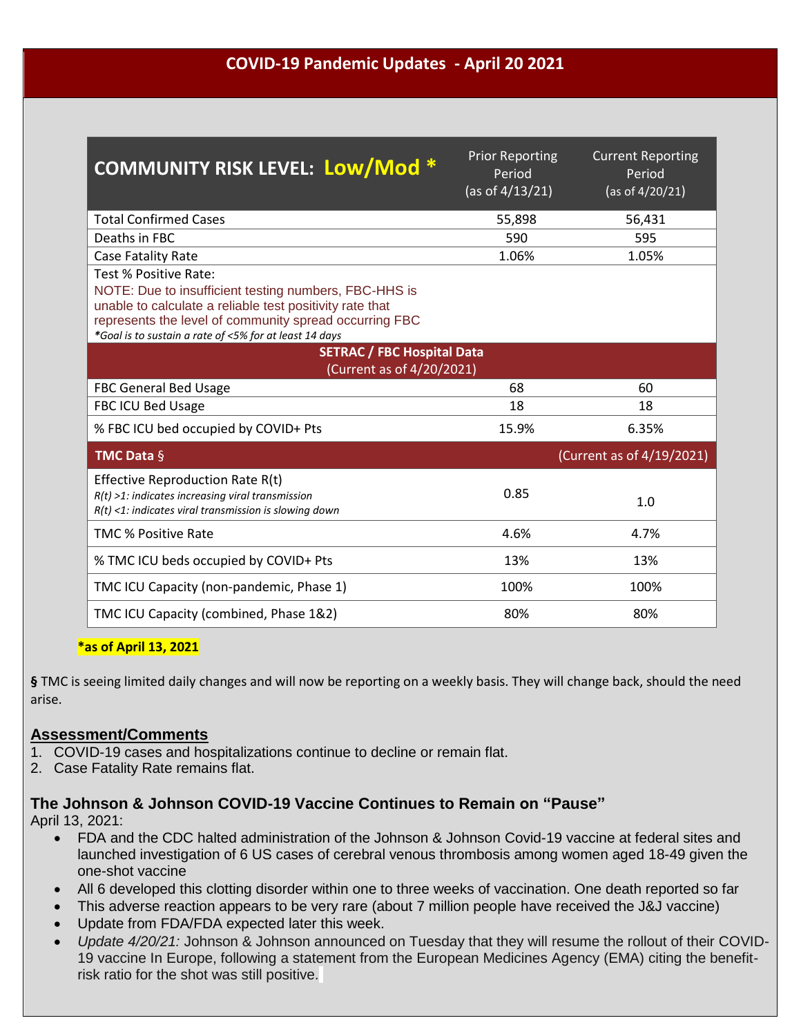# COVID-19 Pandemic Updates - April 20 2021

| COMMUNITY RISK LEVEL: Low/Mod * | Prior Reporting Period (as of 4/13/21) | Current Reporting Period (as of 4/20/21) |
|---|---|---|
| Total Confirmed Cases | 55,898 | 56,431 |
| Deaths in FBC | 590 | 595 |
| Case Fatality Rate | 1.06% | 1.05% |
| Test % Positive Rate: NOTE: Due to insufficient testing numbers, FBC-HHS is unable to calculate a reliable test positivity rate that represents the level of community spread occurring FBC *Goal is to sustain a rate of <5% for at least 14 days | | |
| **SETRAC / FBC Hospital Data** (Current as of 4/20/2021) | | |
| FBC General Bed Usage | 68 | 60 |
| FBC ICU Bed Usage | 18 | 18 |
| % FBC ICU bed occupied by COVID+ Pts | 15.9% | 6.35% |
| **TMC Data** § | | (Current as of 4/19/2021) |
| Effective Reproduction Rate R(t) *R(t) >1: indicates increasing viral transmission* *R(t) <1: indicates viral transmission is slowing down* | 0.85 | 1.0 |
| TMC % Positive Rate | 4.6% | 4.7% |
| % TMC ICU beds occupied by COVID+ Pts | 13% | 13% |
| TMC ICU Capacity (non-pandemic, Phase 1) | 100% | 100% |
| TMC ICU Capacity (combined, Phase 1&2) | 80% | 80% |

**\*as of April 13, 2021**

**§** TMC is seeing limited daily changes and will now be reporting on a weekly basis. They will change back, should the need arise.

## Assessment/Comments

1. COVID-19 cases and hospitalizations continue to decline or remain flat.
2. Case Fatality Rate remains flat.

### The Johnson & Johnson COVID-19 Vaccine Continues to Remain on "Pause"

April 13, 2021:

- FDA and the CDC halted administration of the Johnson & Johnson Covid-19 vaccine at federal sites and launched investigation of 6 US cases of cerebral venous thrombosis among women aged 18-49 given the one-shot vaccine
- All 6 developed this clotting disorder within one to three weeks of vaccination. One death reported so far
- This adverse reaction appears to be very rare (about 7 million people have received the J&J vaccine)
- Update from FDA/FDA expected later this week.
- *Update 4/20/21:* Johnson & Johnson announced on Tuesday that they will resume the rollout of their COVID-19 vaccine In Europe, following a statement from the European Medicines Agency (EMA) citing the benefit-risk ratio for the shot was still positive.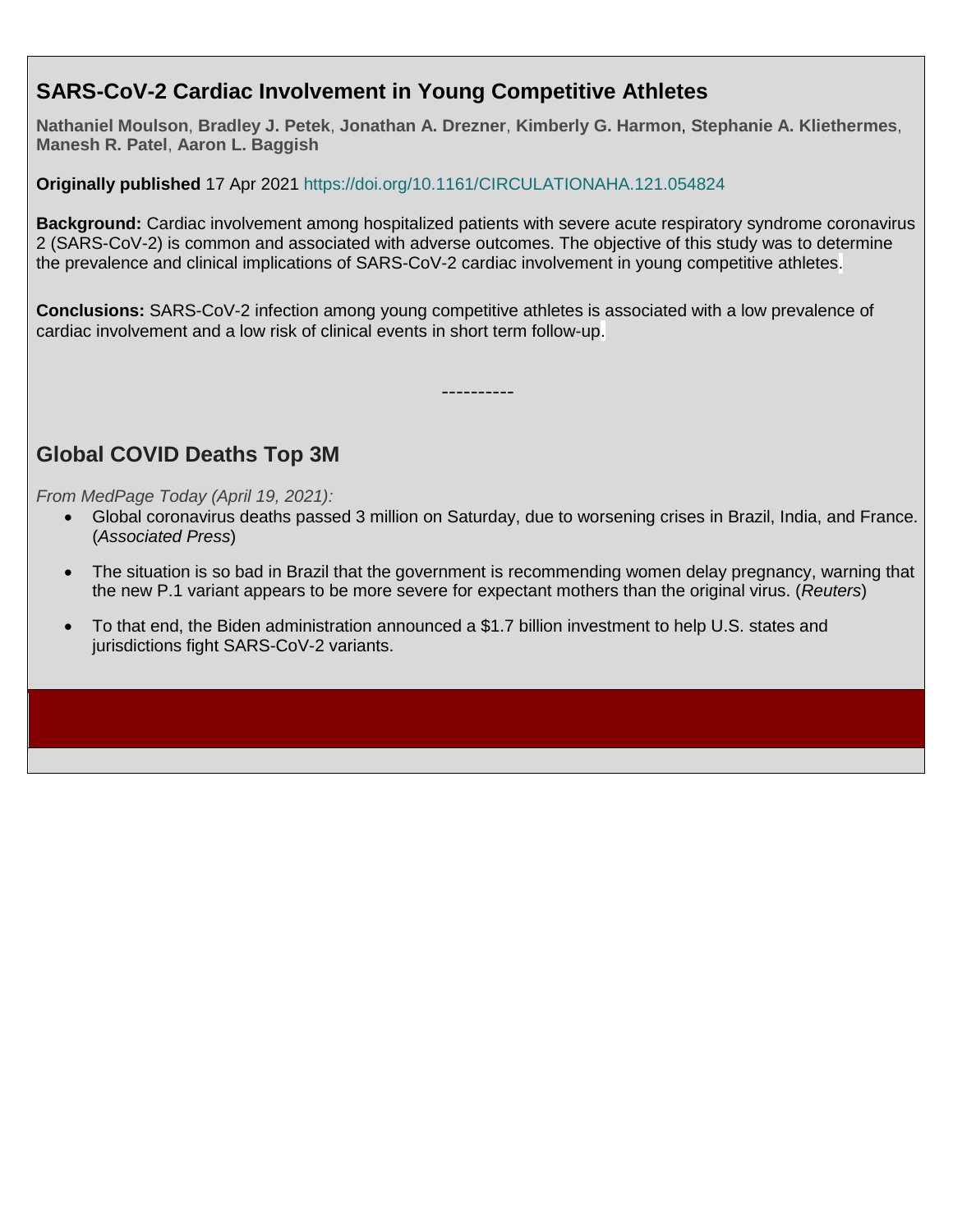## SARS-CoV-2 Cardiac Involvement in Young Competitive Athletes

**Nathaniel Moulson**, **Bradley J. Petek**, **Jonathan A. Drezner**, **Kimberly G. Harmon**, **Stephanie A. Kliethermes**, **Manesh R. Patel**, **Aaron L. Baggish**

**Originally published** 17 Apr 2021 https://doi.org/10.1161/CIRCULATIONAHA.121.054824

**Background:** Cardiac involvement among hospitalized patients with severe acute respiratory syndrome coronavirus 2 (SARS-CoV-2) is common and associated with adverse outcomes. The objective of this study was to determine the prevalence and clinical implications of SARS-CoV-2 cardiac involvement in young competitive athletes.

**Conclusions:** SARS-CoV-2 infection among young competitive athletes is associated with a low prevalence of cardiac involvement and a low risk of clinical events in short term follow-up.

----------

## Global COVID Deaths Top 3M

*From MedPage Today (April 19, 2021):*

- Global coronavirus deaths passed 3 million on Saturday, due to worsening crises in Brazil, India, and France. (*Associated Press*)
- The situation is so bad in Brazil that the government is recommending women delay pregnancy, warning that the new P.1 variant appears to be more severe for expectant mothers than the original virus. (*Reuters*)
- To that end, the Biden administration announced a $1.7 billion investment to help U.S. states and jurisdictions fight SARS-CoV-2 variants.